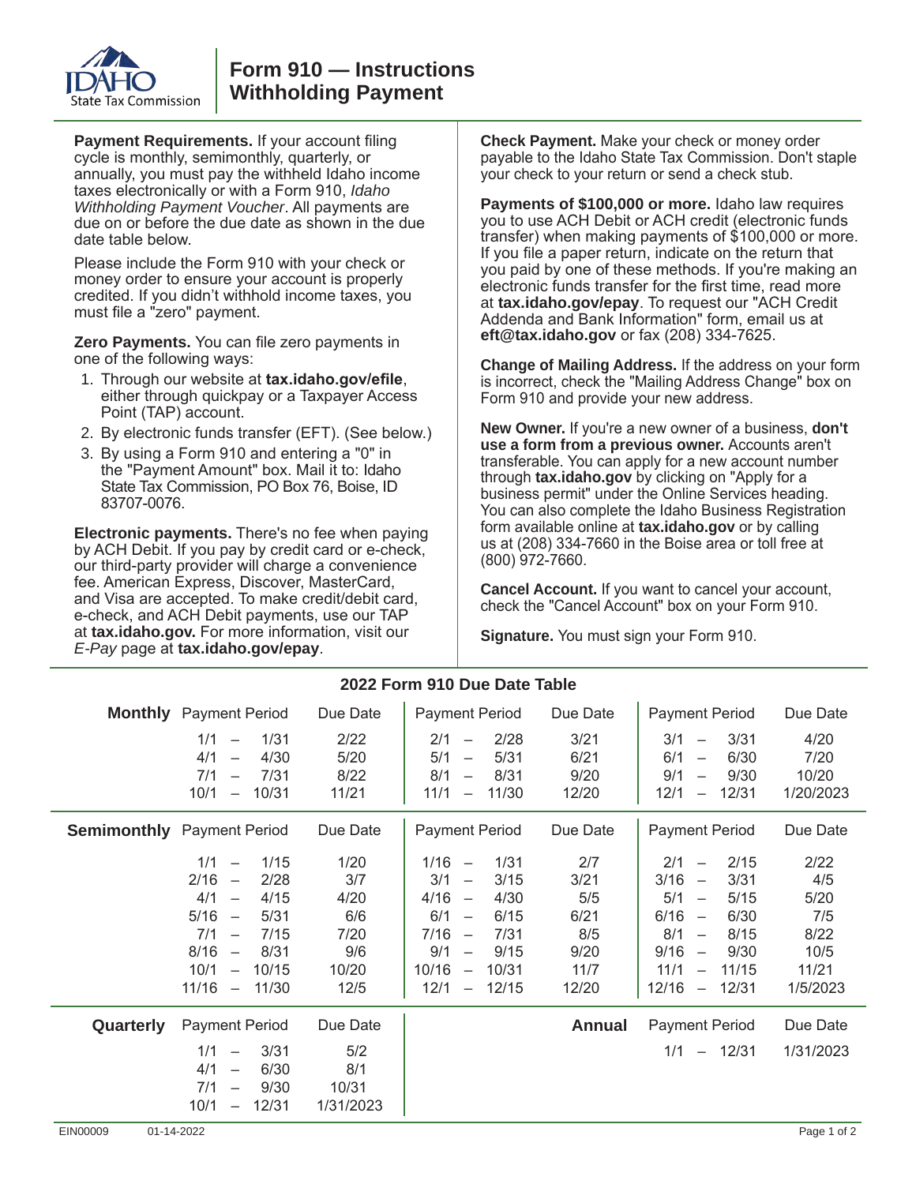# Form 910 — Instructions
## Withholding Payment

**Payment Requirements.** If your account filing cycle is monthly, semimonthly, quarterly, or annually, you must pay the withheld Idaho income taxes electronically or with a Form 910, *Idaho Withholding Payment Voucher*. All payments are due on or before the due date as shown in the due date table below.

Please include the Form 910 with your check or money order to ensure your account is properly credited. If you didn't withhold income taxes, you must file a "zero" payment.

**Zero Payments.** You can file zero payments in one of the following ways:

1. Through our website at **tax.idaho.gov/efile**, either through quickpay or a Taxpayer Access Point (TAP) account.
2. By electronic funds transfer (EFT). (See below.)
3. By using a Form 910 and entering a "0" in the "Payment Amount" box. Mail it to: Idaho State Tax Commission, PO Box 76, Boise, ID 83707-0076.

**Electronic payments.** There's no fee when paying by ACH Debit. If you pay by credit card or e-check, our third-party provider will charge a convenience fee. American Express, Discover, MasterCard, and Visa are accepted. To make credit/debit card, e-check, and ACH Debit payments, use our TAP at **tax.idaho.gov.** For more information, visit our *E-Pay* page at **tax.idaho.gov/epay**.

**Check Payment.** Make your check or money order payable to the Idaho State Tax Commission. Don't staple your check to your return or send a check stub.

**Payments of $100,000 or more.** Idaho law requires you to use ACH Debit or ACH credit (electronic funds transfer) when making payments of $100,000 or more. If you file a paper return, indicate on the return that you paid by one of these methods. If you're making an electronic funds transfer for the first time, read more at **tax.idaho.gov/epay**. To request our "ACH Credit Addenda and Bank Information" form, email us at **eft@tax.idaho.gov** or fax (208) 334-7625.

**Change of Mailing Address.** If the address on your form is incorrect, check the "Mailing Address Change" box on Form 910 and provide your new address.

**New Owner.** If you're a new owner of a business, **don't use a form from a previous owner.** Accounts aren't transferable. You can apply for a new account number through **tax.idaho.gov** by clicking on "Apply for a business permit" under the Online Services heading. You can also complete the Idaho Business Registration form available online at **tax.idaho.gov** or by calling us at (208) 334-7660 in the Boise area or toll free at (800) 972-7660.

**Cancel Account.** If you want to cancel your account, check the "Cancel Account" box on your Form 910.

**Signature.** You must sign your Form 910.

## 2022 Form 910 Due Date Table

| Monthly | Payment Period | Due Date | Payment Period | Due Date | Payment Period | Due Date |
|---|---|---|---|---|---|---|
| | 1/1 – 1/31 | 2/22 | 2/1 – 2/28 | 3/21 | 3/1 – 3/31 | 4/20 |
| | 4/1 – 4/30 | 5/20 | 5/1 – 5/31 | 6/21 | 6/1 – 6/30 | 7/20 |
| | 7/1 – 7/31 | 8/22 | 8/1 – 8/31 | 9/20 | 9/1 – 9/30 | 10/20 |
| | 10/1 – 10/31 | 11/21 | 11/1 – 11/30 | 12/20 | 12/1 – 12/31 | 1/20/2023 |

| Semimonthly | Payment Period | Due Date | Payment Period | Due Date | Payment Period | Due Date |
|---|---|---|---|---|---|---|
| | 1/1 – 1/15 | 1/20 | 1/16 – 1/31 | 2/7 | 2/1 – 2/15 | 2/22 |
| | 2/16 – 2/28 | 3/7 | 3/1 – 3/15 | 3/21 | 3/16 – 3/31 | 4/5 |
| | 4/1 – 4/15 | 4/20 | 4/16 – 4/30 | 5/5 | 5/1 – 5/15 | 5/20 |
| | 5/16 – 5/31 | 6/6 | 6/1 – 6/15 | 6/21 | 6/16 – 6/30 | 7/5 |
| | 7/1 – 7/15 | 7/20 | 7/16 – 7/31 | 8/5 | 8/1 – 8/15 | 8/22 |
| | 8/16 – 8/31 | 9/6 | 9/1 – 9/15 | 9/20 | 9/16 – 9/30 | 10/5 |
| | 10/1 – 10/15 | 10/20 | 10/16 – 10/31 | 11/7 | 11/1 – 11/15 | 11/21 |
| | 11/16 – 11/30 | 12/5 | 12/1 – 12/15 | 12/20 | 12/16 – 12/31 | 1/5/2023 |

| Quarterly | Payment Period | Due Date | | Annual | Payment Period | Due Date |
|---|---|---|---|---|---|---|
| | 1/1 – 3/31 | 5/2 | | | 1/1 – 12/31 | 1/31/2023 |
| | 4/1 – 6/30 | 8/1 | | | | |
| | 7/1 – 9/30 | 10/31 | | | | |
| | 10/1 – 12/31 | 1/31/2023 | | | | |

EIN00009 01-14-2022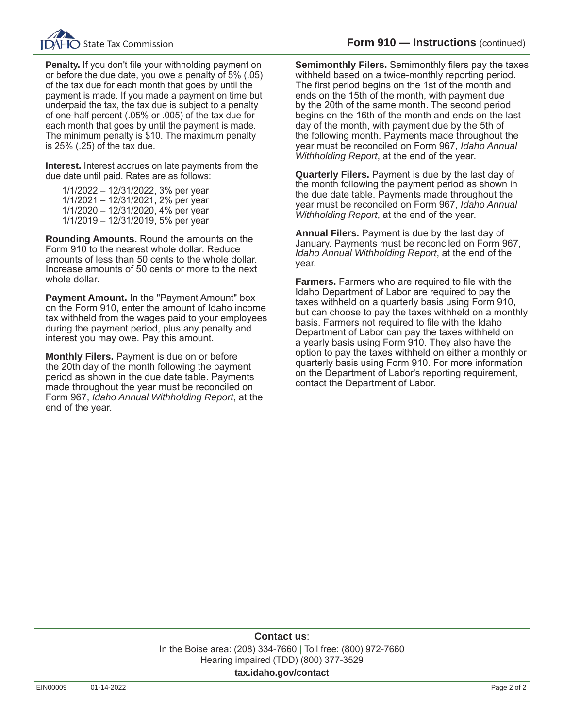**Penalty.** If you don't file your withholding payment on or before the due date, you owe a penalty of 5% (.05) of the tax due for each month that goes by until the payment is made. If you made a payment on time but underpaid the tax, the tax due is subject to a penalty of one-half percent (.05% or .005) of the tax due for each month that goes by until the payment is made. The minimum penalty is $10. The maximum penalty is 25% (.25) of the tax due.

**Interest.** Interest accrues on late payments from the due date until paid. Rates are as follows:

1/1/2022 – 12/31/2022, 3% per year
1/1/2021 – 12/31/2021, 2% per year
1/1/2020 – 12/31/2020, 4% per year
1/1/2019 – 12/31/2019, 5% per year

**Rounding Amounts.** Round the amounts on the Form 910 to the nearest whole dollar. Reduce amounts of less than 50 cents to the whole dollar. Increase amounts of 50 cents or more to the next whole dollar.

**Payment Amount.** In the "Payment Amount" box on the Form 910, enter the amount of Idaho income tax withheld from the wages paid to your employees during the payment period, plus any penalty and interest you may owe. Pay this amount.

**Monthly Filers.** Payment is due on or before the 20th day of the month following the payment period as shown in the due date table. Payments made throughout the year must be reconciled on Form 967, *Idaho Annual Withholding Report*, at the end of the year.

**Semimonthly Filers.** Semimonthly filers pay the taxes withheld based on a twice-monthly reporting period. The first period begins on the 1st of the month and ends on the 15th of the month, with payment due by the 20th of the same month. The second period begins on the 16th of the month and ends on the last day of the month, with payment due by the 5th of the following month. Payments made throughout the year must be reconciled on Form 967, *Idaho Annual Withholding Report*, at the end of the year.

**Quarterly Filers.** Payment is due by the last day of the month following the payment period as shown in the due date table. Payments made throughout the year must be reconciled on Form 967, *Idaho Annual Withholding Report*, at the end of the year.

**Annual Filers.** Payment is due by the last day of January. Payments must be reconciled on Form 967, *Idaho Annual Withholding Report*, at the end of the year.

**Farmers.** Farmers who are required to file with the Idaho Department of Labor are required to pay the taxes withheld on a quarterly basis using Form 910, but can choose to pay the taxes withheld on a monthly basis. Farmers not required to file with the Idaho Department of Labor can pay the taxes withheld on a yearly basis using Form 910. They also have the option to pay the taxes withheld on either a monthly or quarterly basis using Form 910. For more information on the Department of Labor's reporting requirement, contact the Department of Labor.

**Contact us**:
In the Boise area: (208) 334-7660 | Toll free: (800) 972-7660
Hearing impaired (TDD) (800) 377-3529
**tax.idaho.gov/contact**

EIN00009 01-14-2022